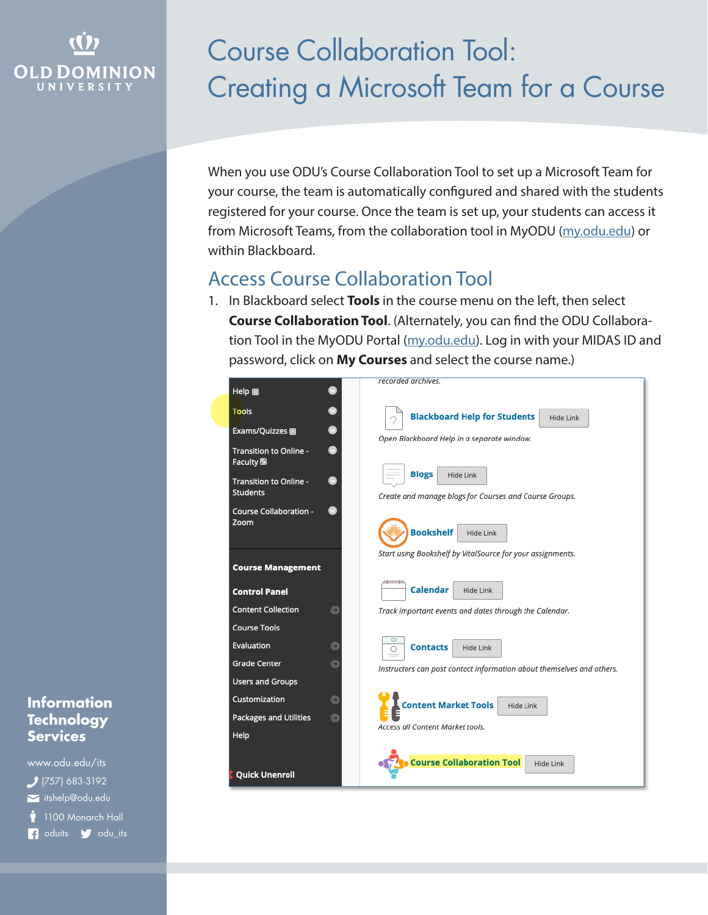# Course Collaboration Tool: Creating a Microsoft Team for a Course

When you use ODU's Course Collaboration Tool to set up a Microsoft Team for your course, the team is automatically configured and shared with the students registered for your course. Once the team is set up, your students can access it from Microsoft Teams, from the collaboration tool in MyODU (my.odu.edu) or within Blackboard.

## Access Course Collaboration Tool

1. In Blackboard select **Tools** in the course menu on the left, then select **Course Collaboration Tool**. (Alternately, you can find the ODU Collaboration Tool in the MyODU Portal (my.odu.edu). Log in with your MIDAS ID and password, click on **My Courses** and select the course name.)

**Information Technology Services**

www.odu.edu/its
(757) 683-3192
itshelp@odu.edu
1100 Monarch Hall
oduits odu_its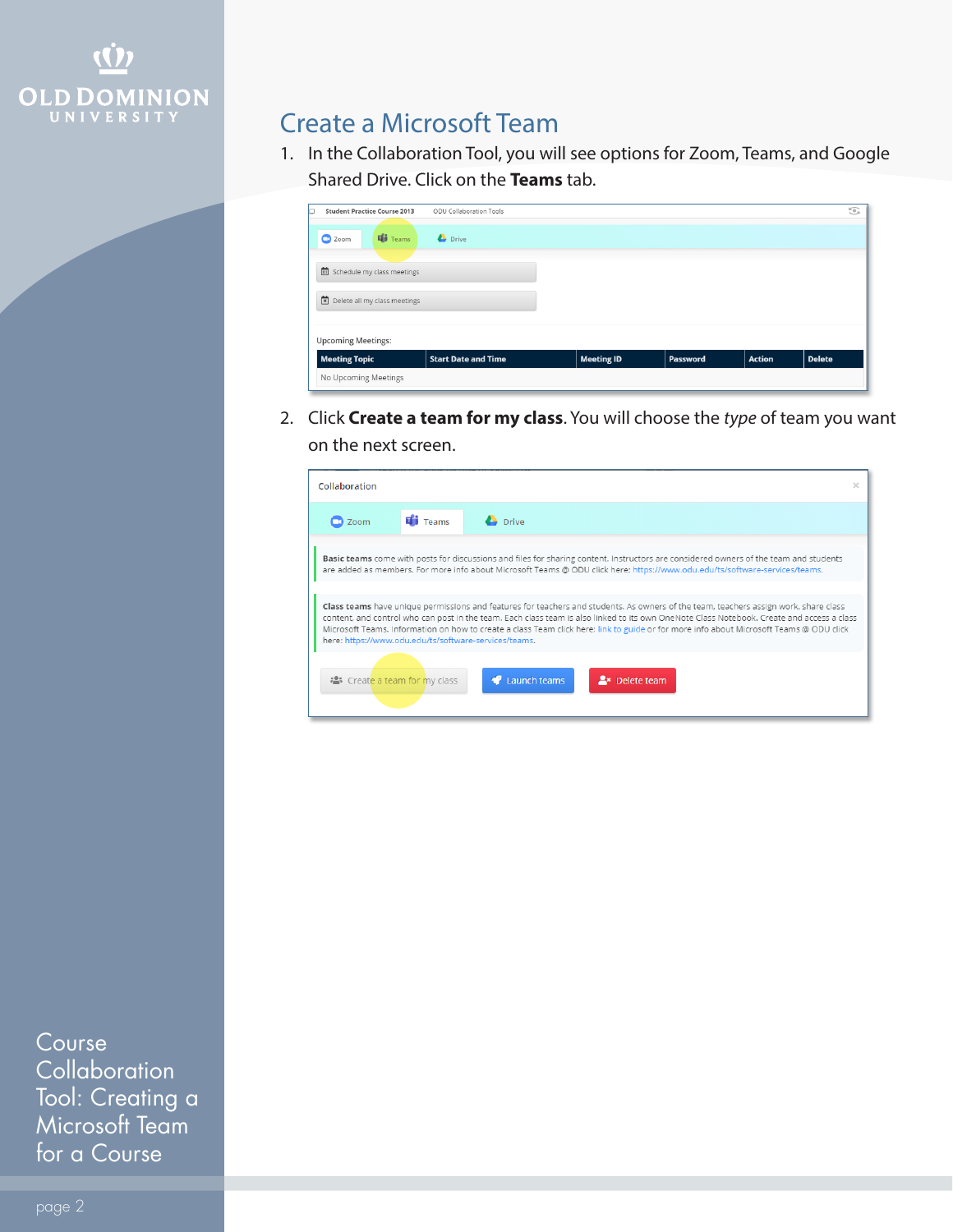## Create a Microsoft Team

1. In the Collaboration Tool, you will see options for Zoom, Teams, and Google Shared Drive. Click on the **Teams** tab.

2. Click **Create a team for my class**. You will choose the *type* of team you want on the next screen.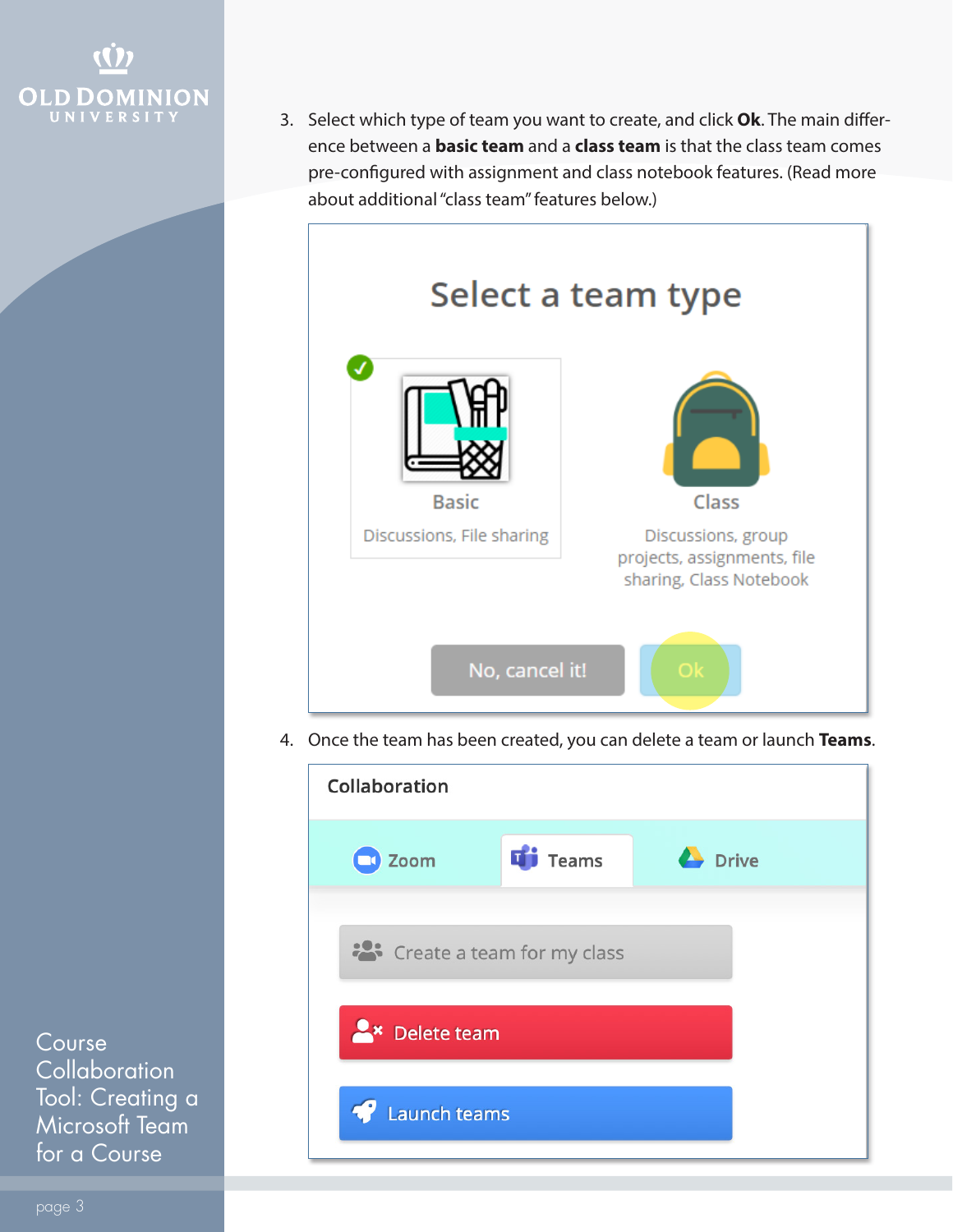3. Select which type of team you want to create, and click **Ok**. The main difference between a **basic team** and a **class team** is that the class team comes pre-configured with assignment and class notebook features. (Read more about additional "class team" features below.)

4. Once the team has been created, you can delete a team or launch **Teams**.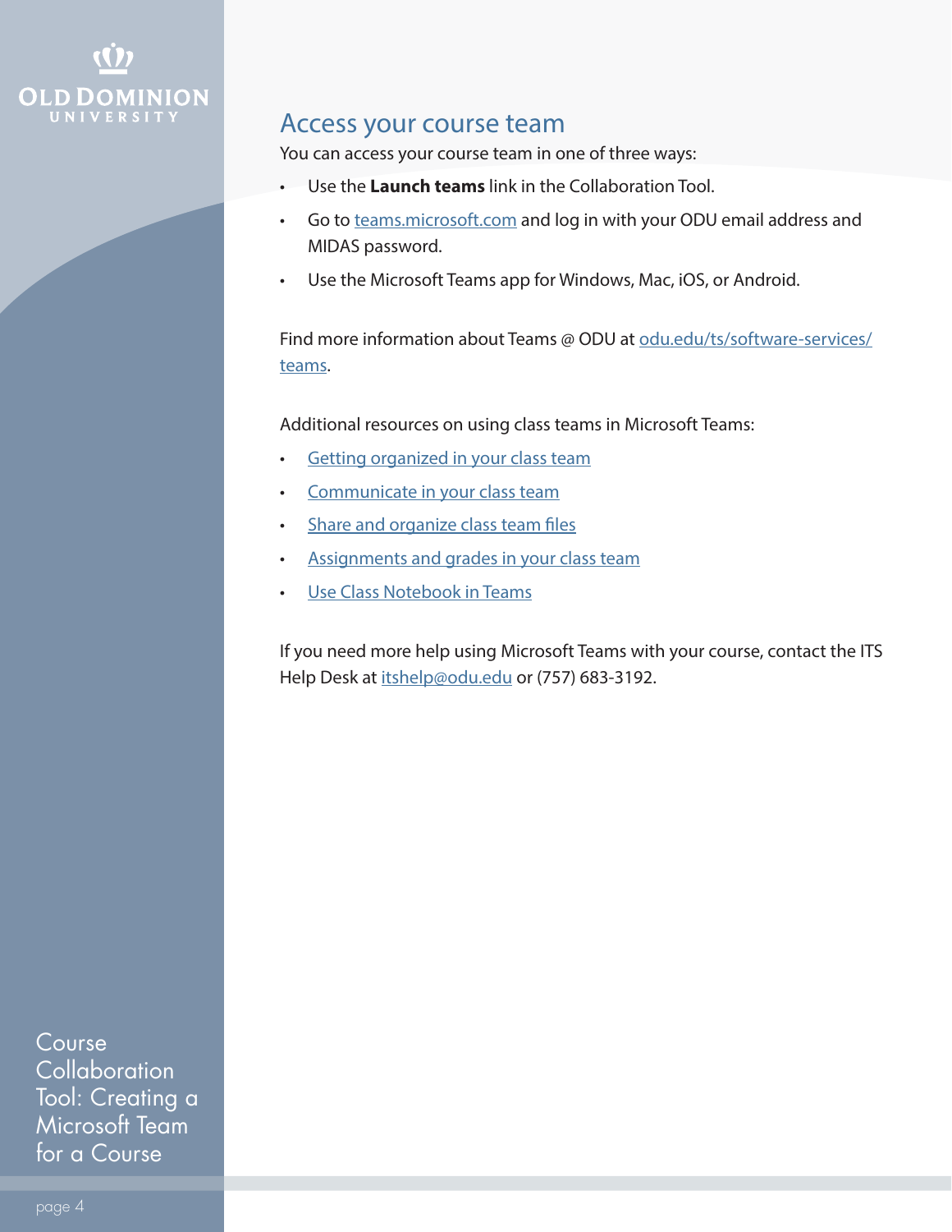## Access your course team

You can access your course team in one of three ways:

- Use the **Launch teams** link in the Collaboration Tool.
- Go to teams.microsoft.com and log in with your ODU email address and MIDAS password.
- Use the Microsoft Teams app for Windows, Mac, iOS, or Android.

Find more information about Teams @ ODU at odu.edu/ts/software-services/teams.

Additional resources on using class teams in Microsoft Teams:

- Getting organized in your class team
- Communicate in your class team
- Share and organize class team files
- Assignments and grades in your class team
- Use Class Notebook in Teams

If you need more help using Microsoft Teams with your course, contact the ITS Help Desk at itshelp@odu.edu or (757) 683-3192.